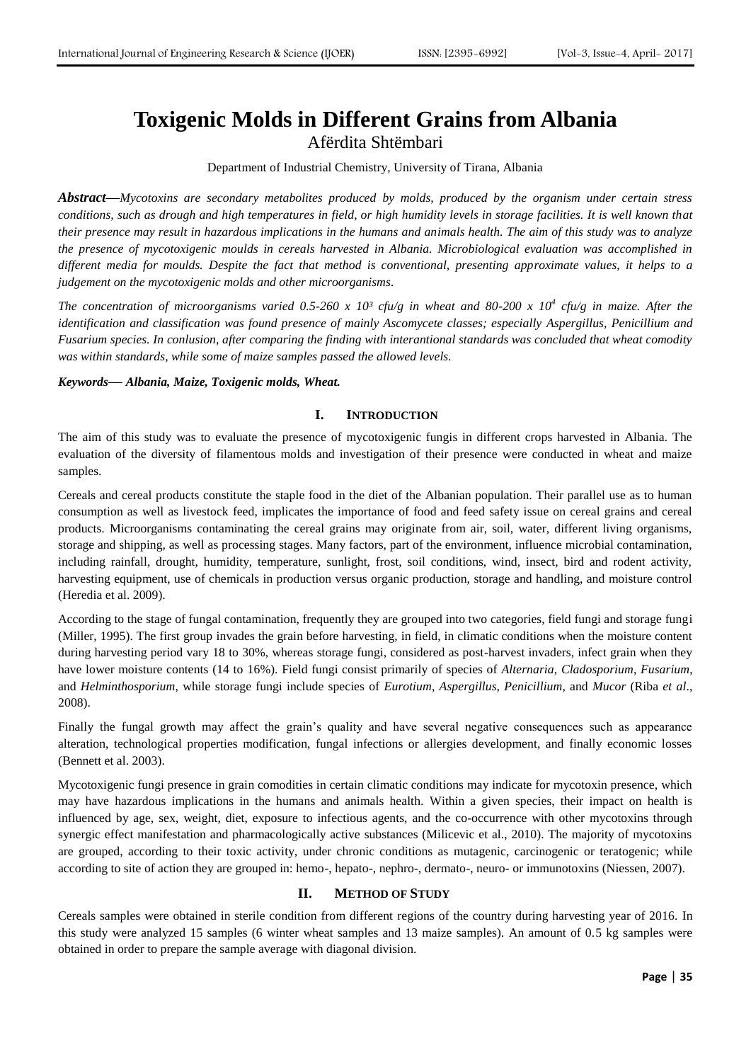# Toxigenic Molds in Different Grains from Albania

Afërdita Shtëmbari

Department of Industrial Chemistry, University of Tirana, Albania

***Abstract*—*Mycotoxins are secondary metabolites produced by molds, produced by the organism under certain stress conditions, such as drough and high temperatures in field, or high humidity levels in storage facilities. It is well known that their presence may result in hazardous implications in the humans and animals health. The aim of this study was to analyze the presence of mycotoxigenic moulds in cereals harvested in Albania. Microbiological evaluation was accomplished in different media for moulds. Despite the fact that method is conventional, presenting approximate values, it helps to a judgement on the mycotoxigenic molds and other microorganisms.***

*The concentration of microorganisms varied 0.5-260 x $10^3$ cfu/g in wheat and 80-200 x $10^4$ cfu/g in maize. After the identification and classification was found presence of mainly Ascomycete classes; especially Aspergillus, Penicillium and Fusarium species. In conlusion, after comparing the finding with interantional standards was concluded that wheat comodity was within standards, while some of maize samples passed the allowed levels.*

***Keywords*— *Albania, Maize, Toxigenic molds, Wheat.***

## I. Introduction

The aim of this study was to evaluate the presence of mycotoxigenic fungis in different crops harvested in Albania. The evaluation of the diversity of filamentous molds and investigation of their presence were conducted in wheat and maize samples.

Cereals and cereal products constitute the staple food in the diet of the Albanian population. Their parallel use as to human consumption as well as livestock feed, implicates the importance of food and feed safety issue on cereal grains and cereal products. Microorganisms contaminating the cereal grains may originate from air, soil, water, different living organisms, storage and shipping, as well as processing stages. Many factors, part of the environment, influence microbial contamination, including rainfall, drought, humidity, temperature, sunlight, frost, soil conditions, wind, insect, bird and rodent activity, harvesting equipment, use of chemicals in production versus organic production, storage and handling, and moisture control (Heredia et al. 2009).

According to the stage of fungal contamination, frequently they are grouped into two categories, field fungi and storage fungi (Miller, 1995). The first group invades the grain before harvesting, in field, in climatic conditions when the moisture content during harvesting period vary 18 to 30%, whereas storage fungi, considered as post-harvest invaders, infect grain when they have lower moisture contents (14 to 16%). Field fungi consist primarily of species of *Alternaria*, *Cladosporium*, *Fusarium*, and *Helminthosporium*, while storage fungi include species of *Eurotium*, *Aspergillus*, *Penicillium*, and *Mucor* (Riba *et al*., 2008).

Finally the fungal growth may affect the grain's quality and have several negative consequences such as appearance alteration, technological properties modification, fungal infections or allergies development, and finally economic losses (Bennett et al. 2003).

Mycotoxigenic fungi presence in grain comodities in certain climatic conditions may indicate for mycotoxin presence, which may have hazardous implications in the humans and animals health. Within a given species, their impact on health is influenced by age, sex, weight, diet, exposure to infectious agents, and the co-occurrence with other mycotoxins through synergic effect manifestation and pharmacologically active substances (Milicevic et al., 2010). The majority of mycotoxins are grouped, according to their toxic activity, under chronic conditions as mutagenic, carcinogenic or teratogenic; while according to site of action they are grouped in: hemo-, hepato-, nephro-, dermato-, neuro- or immunotoxins (Niessen, 2007).

## II. Method of Study

Cereals samples were obtained in sterile condition from different regions of the country during harvesting year of 2016. In this study were analyzed 15 samples (6 winter wheat samples and 13 maize samples). An amount of 0.5 kg samples were obtained in order to prepare the sample average with diagonal division.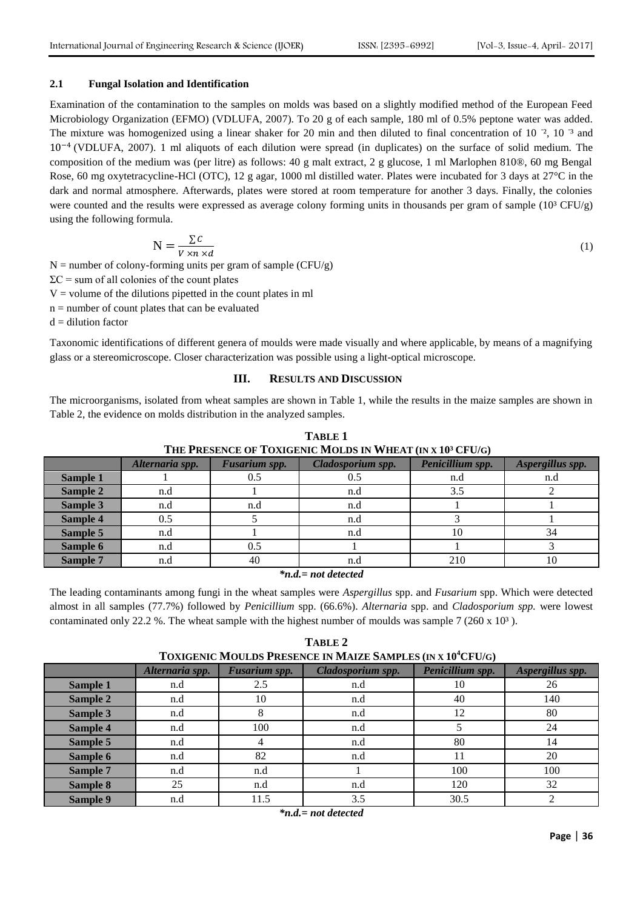### 2.1 Fungal Isolation and Identification

Examination of the contamination to the samples on molds was based on a slightly modified method of the European Feed Microbiology Organization (EFMO) (VDLUFA, 2007). To 20 g of each sample, 180 ml of 0.5% peptone water was added. The mixture was homogenized using a linear shaker for 20 min and then diluted to final concentration of $10^{-2}$, $10^{-3}$ and $10^{-4}$ (VDLUFA, 2007). 1 ml aliquots of each dilution were spread (in duplicates) on the surface of solid medium. The composition of the medium was (per litre) as follows: 40 g malt extract, 2 g glucose, 1 ml Marlophen 810®, 60 mg Bengal Rose, 60 mg oxytetracycline-HCl (OTC), 12 g agar, 1000 ml distilled water. Plates were incubated for 3 days at 27°C in the dark and normal atmosphere. Afterwards, plates were stored at room temperature for another 3 days. Finally, the colonies were counted and the results were expressed as average colony forming units in thousands per gram of sample ($10^3$ CFU/g) using the following formula.

$$N = \frac{\sum C}{V \times n \times d} \tag{1}$$

N = number of colony-forming units per gram of sample (CFU/g)

ΣC = sum of all colonies of the count plates

V = volume of the dilutions pipetted in the count plates in ml

n = number of count plates that can be evaluated

d = dilution factor

Taxonomic identifications of different genera of moulds were made visually and where applicable, by means of a magnifying glass or a stereomicroscope. Closer characterization was possible using a light-optical microscope.

## III. RESULTS AND DISCUSSION

The microorganisms, isolated from wheat samples are shown in Table 1, while the results in the maize samples are shown in Table 2, the evidence on molds distribution in the analyzed samples.

**TABLE 1**
**THE PRESENCE OF TOXIGENIC MOLDS IN WHEAT (IN X $10^3$ CFU/G)**

| | *Alternaria spp.* | *Fusarium spp.* | *Cladosporium spp.* | *Penicillium spp.* | *Aspergillus spp.* |
|---|---|---|---|---|---|
| **Sample 1** | 1 | 0.5 | 0.5 | n.d | n.d |
| **Sample 2** | n.d | 1 | n.d | 3.5 | 2 |
| **Sample 3** | n.d | n.d | n.d | 1 | 1 |
| **Sample 4** | 0.5 | 5 | n.d | 3 | 1 |
| **Sample 5** | n.d | 1 | n.d | 10 | 34 |
| **Sample 6** | n.d | 0.5 | 1 | 1 | 3 |
| **Sample 7** | n.d | 40 | n.d | 210 | 10 |

***n.d.= not detected***

The leading contaminants among fungi in the wheat samples were *Aspergillus* spp. and *Fusarium* spp. Which were detected almost in all samples (77.7%) followed by *Penicillium* spp. (66.6%). *Alternaria* spp. and *Cladosporium spp.* were lowest contaminated only 22.2 %. The wheat sample with the highest number of moulds was sample 7 (260 x $10^3$ ).

**TABLE 2**
**TOXIGENIC MOULDS PRESENCE IN MAIZE SAMPLES (IN X $10^4$CFU/G)**

| | *Alternaria spp.* | *Fusarium spp.* | *Cladosporium spp.* | *Penicillium spp.* | *Aspergillus spp.* |
|---|---|---|---|---|---|
| **Sample 1** | n.d | 2.5 | n.d | 10 | 26 |
| **Sample 2** | n.d | 10 | n.d | 40 | 140 |
| **Sample 3** | n.d | 8 | n.d | 12 | 80 |
| **Sample 4** | n.d | 100 | n.d | 5 | 24 |
| **Sample 5** | n.d | 4 | n.d | 80 | 14 |
| **Sample 6** | n.d | 82 | n.d | 11 | 20 |
| **Sample 7** | n.d | n.d | 1 | 100 | 100 |
| **Sample 8** | 25 | n.d | n.d | 120 | 32 |
| **Sample 9** | n.d | 11.5 | 3.5 | 30.5 | 2 |

***n.d.= not detected***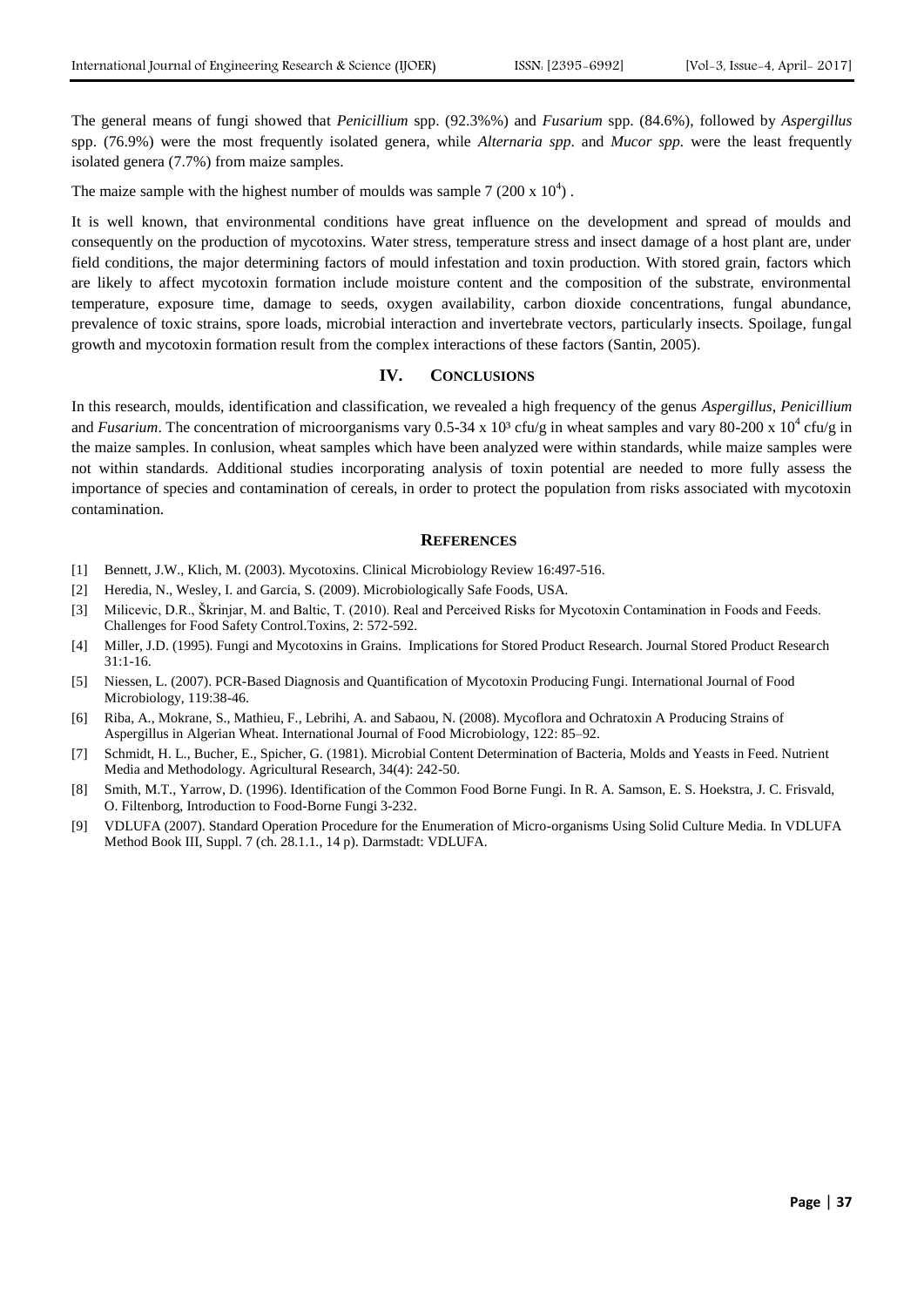The general means of fungi showed that *Penicillium* spp. (92.3%%) and *Fusarium* spp. (84.6%), followed by *Aspergillus* spp. (76.9%) were the most frequently isolated genera, while *Alternaria spp*. and *Mucor spp.* were the least frequently isolated genera (7.7%) from maize samples.

The maize sample with the highest number of moulds was sample 7 ($200 \times 10^4$) .

It is well known, that environmental conditions have great influence on the development and spread of moulds and consequently on the production of mycotoxins. Water stress, temperature stress and insect damage of a host plant are, under field conditions, the major determining factors of mould infestation and toxin production. With stored grain, factors which are likely to affect mycotoxin formation include moisture content and the composition of the substrate, environmental temperature, exposure time, damage to seeds, oxygen availability, carbon dioxide concentrations, fungal abundance, prevalence of toxic strains, spore loads, microbial interaction and invertebrate vectors, particularly insects. Spoilage, fungal growth and mycotoxin formation result from the complex interactions of these factors (Santin, 2005).

## IV. CONCLUSIONS

In this research, moulds, identification and classification, we revealed a high frequency of the genus *Aspergillus*, *Penicillium* and *Fusarium*. The concentration of microorganisms vary 0.5-34 x $10^3$ cfu/g in wheat samples and vary 80-200 x $10^4$ cfu/g in the maize samples. In conlusion, wheat samples which have been analyzed were within standards, while maize samples were not within standards. Additional studies incorporating analysis of toxin potential are needed to more fully assess the importance of species and contamination of cereals, in order to protect the population from risks associated with mycotoxin contamination.

## REFERENCES

[1] Bennett, J.W., Klich, M. (2003). Mycotoxins. Clinical Microbiology Review 16:497-516.

[2] Heredia, N., Wesley, I. and Garcia, S. (2009). Microbiologically Safe Foods, USA.

[3] Milicevic, D.R., Škrinjar, M. and Baltic, T. (2010). Real and Perceived Risks for Mycotoxin Contamination in Foods and Feeds. Challenges for Food Safety Control.Toxins, 2: 572-592.

[4] Miller, J.D. (1995). Fungi and Mycotoxins in Grains. Implications for Stored Product Research. Journal Stored Product Research 31:1-16.

[5] Niessen, L. (2007). PCR-Based Diagnosis and Quantification of Mycotoxin Producing Fungi. International Journal of Food Microbiology, 119:38-46.

[6] Riba, A., Mokrane, S., Mathieu, F., Lebrihi, A. and Sabaou, N. (2008). Mycoflora and Ochratoxin A Producing Strains of Aspergillus in Algerian Wheat. International Journal of Food Microbiology, 122: 85–92.

[7] Schmidt, H. L., Bucher, E., Spicher, G. (1981). Microbial Content Determination of Bacteria, Molds and Yeasts in Feed. Nutrient Media and Methodology. Agricultural Research, 34(4): 242-50.

[8] Smith, M.T., Yarrow, D. (1996). Identification of the Common Food Borne Fungi. In R. A. Samson, E. S. Hoekstra, J. C. Frisvald, O. Filtenborg, Introduction to Food-Borne Fungi 3-232.

[9] VDLUFA (2007). Standard Operation Procedure for the Enumeration of Micro-organisms Using Solid Culture Media. In VDLUFA Method Book III, Suppl. 7 (ch. 28.1.1., 14 p). Darmstadt: VDLUFA.